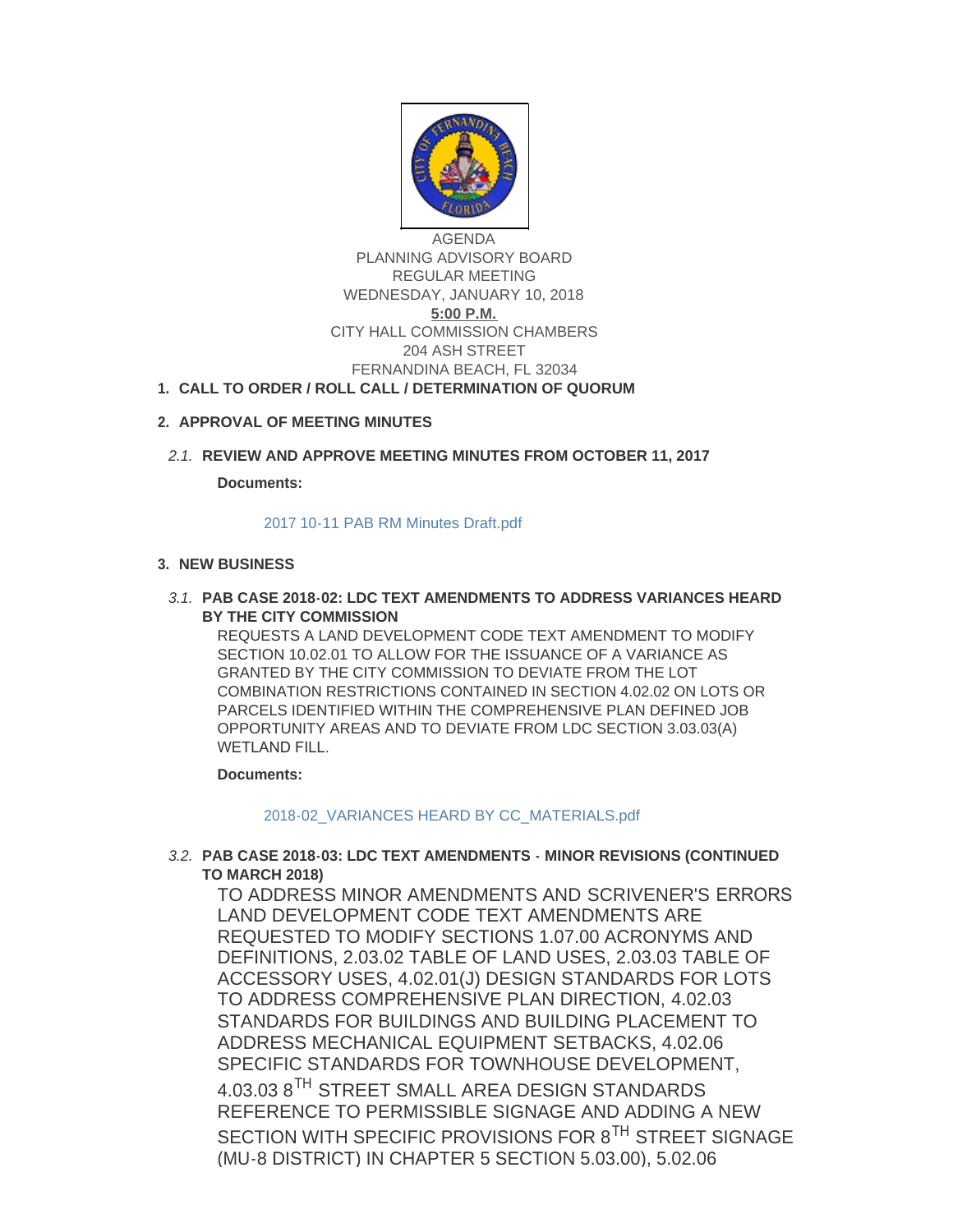AGENDA
PLANNING ADVISORY BOARD
REGULAR MEETING
WEDNESDAY, JANUARY 10, 2018
**5:00 P.M.**
CITY HALL COMMISSION CHAMBERS
204 ASH STREET
FERNANDINA BEACH, FL 32034

1. **CALL TO ORDER / ROLL CALL / DETERMINATION OF QUORUM**

2. **APPROVAL OF MEETING MINUTES**

   2.1. **REVIEW AND APPROVE MEETING MINUTES FROM OCTOBER 11, 2017**

   **Documents:**

   2017 10-11 PAB RM Minutes Draft.pdf

3. **NEW BUSINESS**

   3.1. **PAB CASE 2018-02: LDC TEXT AMENDMENTS TO ADDRESS VARIANCES HEARD BY THE CITY COMMISSION**

   REQUESTS A LAND DEVELOPMENT CODE TEXT AMENDMENT TO MODIFY SECTION 10.02.01 TO ALLOW FOR THE ISSUANCE OF A VARIANCE AS GRANTED BY THE CITY COMMISSION TO DEVIATE FROM THE LOT COMBINATION RESTRICTIONS CONTAINED IN SECTION 4.02.02 ON LOTS OR PARCELS IDENTIFIED WITHIN THE COMPREHENSIVE PLAN DEFINED JOB OPPORTUNITY AREAS AND TO DEVIATE FROM LDC SECTION 3.03.03(A) WETLAND FILL.

   **Documents:**

   2018-02_VARIANCES HEARD BY CC_MATERIALS.pdf

   3.2. **PAB CASE 2018-03: LDC TEXT AMENDMENTS - MINOR REVISIONS (CONTINUED TO MARCH 2018)**

   TO ADDRESS MINOR AMENDMENTS AND SCRIVENER'S ERRORS LAND DEVELOPMENT CODE TEXT AMENDMENTS ARE REQUESTED TO MODIFY SECTIONS 1.07.00 ACRONYMS AND DEFINITIONS, 2.03.02 TABLE OF LAND USES, 2.03.03 TABLE OF ACCESSORY USES, 4.02.01(J) DESIGN STANDARDS FOR LOTS TO ADDRESS COMPREHENSIVE PLAN DIRECTION, 4.02.03 STANDARDS FOR BUILDINGS AND BUILDING PLACEMENT TO ADDRESS MECHANICAL EQUIPMENT SETBACKS, 4.02.06 SPECIFIC STANDARDS FOR TOWNHOUSE DEVELOPMENT, 4.03.03 8$^{TH}$ STREET SMALL AREA DESIGN STANDARDS REFERENCE TO PERMISSIBLE SIGNAGE AND ADDING A NEW SECTION WITH SPECIFIC PROVISIONS FOR 8$^{TH}$ STREET SIGNAGE (MU-8 DISTRICT) IN CHAPTER 5 SECTION 5.03.00), 5.02.06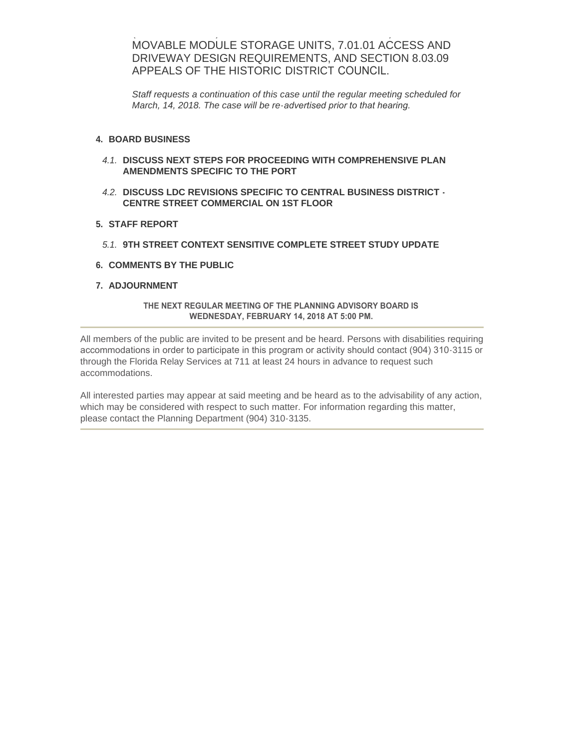MOVABLE MODULE STORAGE UNITS, 7.01.01 ACCESS AND DRIVEWAY DESIGN REQUIREMENTS, AND SECTION 8.03.09 APPEALS OF THE HISTORIC DISTRICT COUNCIL.

*Staff requests a continuation of this case until the regular meeting scheduled for March, 14, 2018. The case will be re-advertised prior to that hearing.*

**4. BOARD BUSINESS**

*4.1.* **DISCUSS NEXT STEPS FOR PROCEEDING WITH COMPREHENSIVE PLAN AMENDMENTS SPECIFIC TO THE PORT**

*4.2.* **DISCUSS LDC REVISIONS SPECIFIC TO CENTRAL BUSINESS DISTRICT - CENTRE STREET COMMERCIAL ON 1ST FLOOR**

**5. STAFF REPORT**

*5.1.* **9TH STREET CONTEXT SENSITIVE COMPLETE STREET STUDY UPDATE**

**6. COMMENTS BY THE PUBLIC**

**7. ADJOURNMENT**

**THE NEXT REGULAR MEETING OF THE PLANNING ADVISORY BOARD IS WEDNESDAY, FEBRUARY 14, 2018 AT 5:00 PM.**

---

All members of the public are invited to be present and be heard. Persons with disabilities requiring accommodations in order to participate in this program or activity should contact (904) 310-3115 or through the Florida Relay Services at 711 at least 24 hours in advance to request such accommodations.

All interested parties may appear at said meeting and be heard as to the advisability of any action, which may be considered with respect to such matter. For information regarding this matter, please contact the Planning Department (904) 310-3135.

---